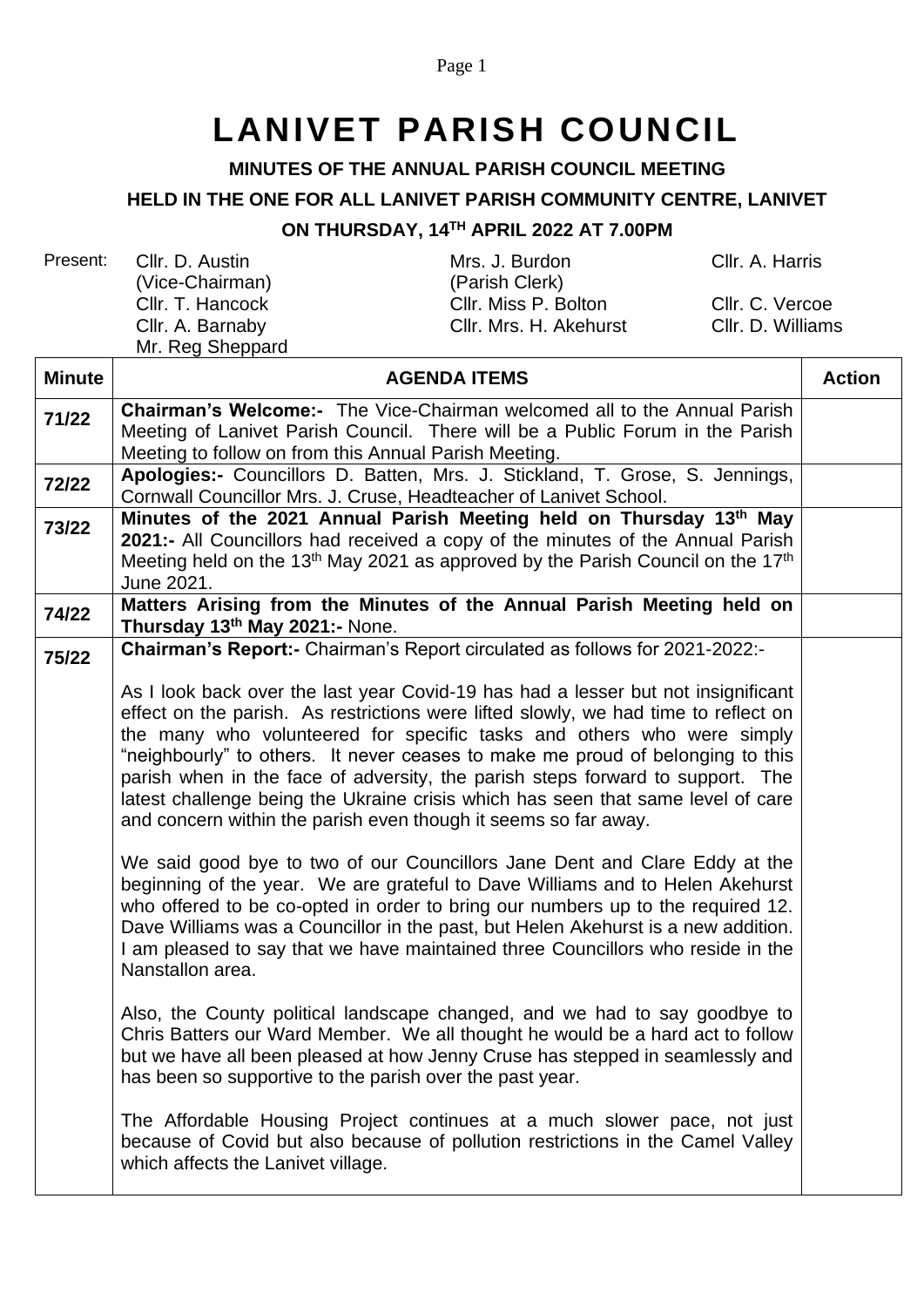# LANIVET PARISH COUNCIL

**MINUTES OF THE ANNUAL PARISH COUNCIL MEETING**

**HELD IN THE ONE FOR ALL LANIVET PARISH COMMUNITY CENTRE, LANIVET**

**ON THURSDAY, 14TH APRIL 2022 AT 7.00PM**

| Present: | | | |
|---|---|---|---|
| | Cllr. D. Austin (Vice-Chairman) | Mrs. J. Burdon (Parish Clerk) | Cllr. A. Harris |
| | Cllr. T. Hancock | Cllr. Miss P. Bolton | Cllr. C. Vercoe |
| | Cllr. A. Barnaby | Cllr. Mrs. H. Akehurst | Cllr. D. Williams |
| | Mr. Reg Sheppard | | |

| Minute | AGENDA ITEMS | Action |
|---|---|---|
| **71/22** | **Chairman's Welcome:-** The Vice-Chairman welcomed all to the Annual Parish Meeting of Lanivet Parish Council. There will be a Public Forum in the Parish Meeting to follow on from this Annual Parish Meeting. | |
| **72/22** | **Apologies:-** Councillors D. Batten, Mrs. J. Stickland, T. Grose, S. Jennings, Cornwall Councillor Mrs. J. Cruse, Headteacher of Lanivet School. | |
| **73/22** | **Minutes of the 2021 Annual Parish Meeting held on Thursday 13th May 2021:-** All Councillors had received a copy of the minutes of the Annual Parish Meeting held on the 13th May 2021 as approved by the Parish Council on the 17th June 2021. | |
| **74/22** | **Matters Arising from the Minutes of the Annual Parish Meeting held on Thursday 13th May 2021:-** None. | |
| **75/22** | **Chairman's Report:-** Chairman's Report circulated as follows for 2021-2022:-<br><br>As I look back over the last year Covid-19 has had a lesser but not insignificant effect on the parish. As restrictions were lifted slowly, we had time to reflect on the many who volunteered for specific tasks and others who were simply "neighbourly" to others. It never ceases to make me proud of belonging to this parish when in the face of adversity, the parish steps forward to support. The latest challenge being the Ukraine crisis which has seen that same level of care and concern within the parish even though it seems so far away.<br><br>We said good bye to two of our Councillors Jane Dent and Clare Eddy at the beginning of the year. We are grateful to Dave Williams and to Helen Akehurst who offered to be co-opted in order to bring our numbers up to the required 12. Dave Williams was a Councillor in the past, but Helen Akehurst is a new addition. I am pleased to say that we have maintained three Councillors who reside in the Nanstallon area.<br><br>Also, the County political landscape changed, and we had to say goodbye to Chris Batters our Ward Member. We all thought he would be a hard act to follow but we have all been pleased at how Jenny Cruse has stepped in seamlessly and has been so supportive to the parish over the past year.<br><br>The Affordable Housing Project continues at a much slower pace, not just because of Covid but also because of pollution restrictions in the Camel Valley which affects the Lanivet village. | |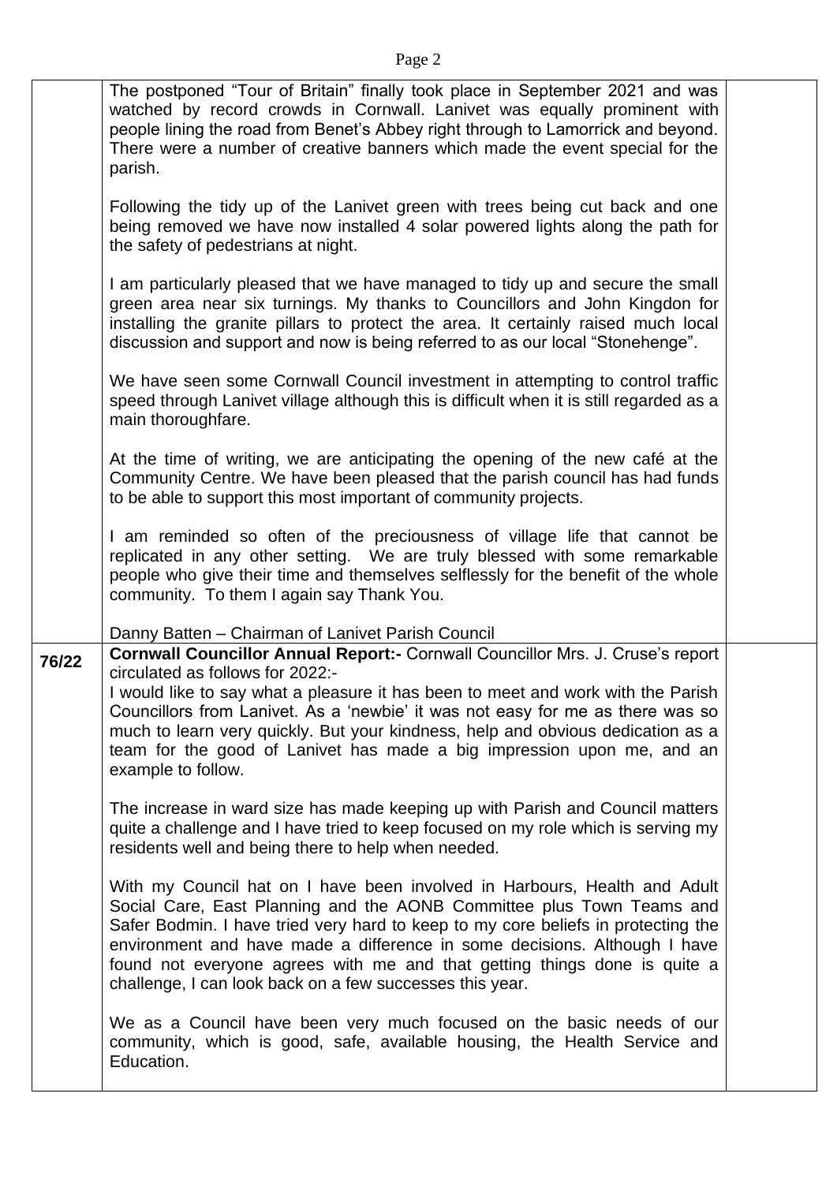| | | |
|---|---|---|
| | The postponed "Tour of Britain" finally took place in September 2021 and was watched by record crowds in Cornwall. Lanivet was equally prominent with people lining the road from Benet's Abbey right through to Lamorrick and beyond. There were a number of creative banners which made the event special for the parish.<br><br>Following the tidy up of the Lanivet green with trees being cut back and one being removed we have now installed 4 solar powered lights along the path for the safety of pedestrians at night.<br><br>I am particularly pleased that we have managed to tidy up and secure the small green area near six turnings. My thanks to Councillors and John Kingdon for installing the granite pillars to protect the area. It certainly raised much local discussion and support and now is being referred to as our local "Stonehenge".<br><br>We have seen some Cornwall Council investment in attempting to control traffic speed through Lanivet village although this is difficult when it is still regarded as a main thoroughfare.<br><br>At the time of writing, we are anticipating the opening of the new café at the Community Centre. We have been pleased that the parish council has had funds to be able to support this most important of community projects.<br><br>I am reminded so often of the preciousness of village life that cannot be replicated in any other setting. We are truly blessed with some remarkable people who give their time and themselves selflessly for the benefit of the whole community. To them I again say Thank You.<br><br>Danny Batten – Chairman of Lanivet Parish Council | |
| **76/22** | **Cornwall Councillor Annual Report:-** Cornwall Councillor Mrs. J. Cruse's report circulated as follows for 2022:-<br>I would like to say what a pleasure it has been to meet and work with the Parish Councillors from Lanivet. As a 'newbie' it was not easy for me as there was so much to learn very quickly. But your kindness, help and obvious dedication as a team for the good of Lanivet has made a big impression upon me, and an example to follow.<br><br>The increase in ward size has made keeping up with Parish and Council matters quite a challenge and I have tried to keep focused on my role which is serving my residents well and being there to help when needed.<br><br>With my Council hat on I have been involved in Harbours, Health and Adult Social Care, East Planning and the AONB Committee plus Town Teams and Safer Bodmin. I have tried very hard to keep to my core beliefs in protecting the environment and have made a difference in some decisions. Although I have found not everyone agrees with me and that getting things done is quite a challenge, I can look back on a few successes this year.<br><br>We as a Council have been very much focused on the basic needs of our community, which is good, safe, available housing, the Health Service and Education. | |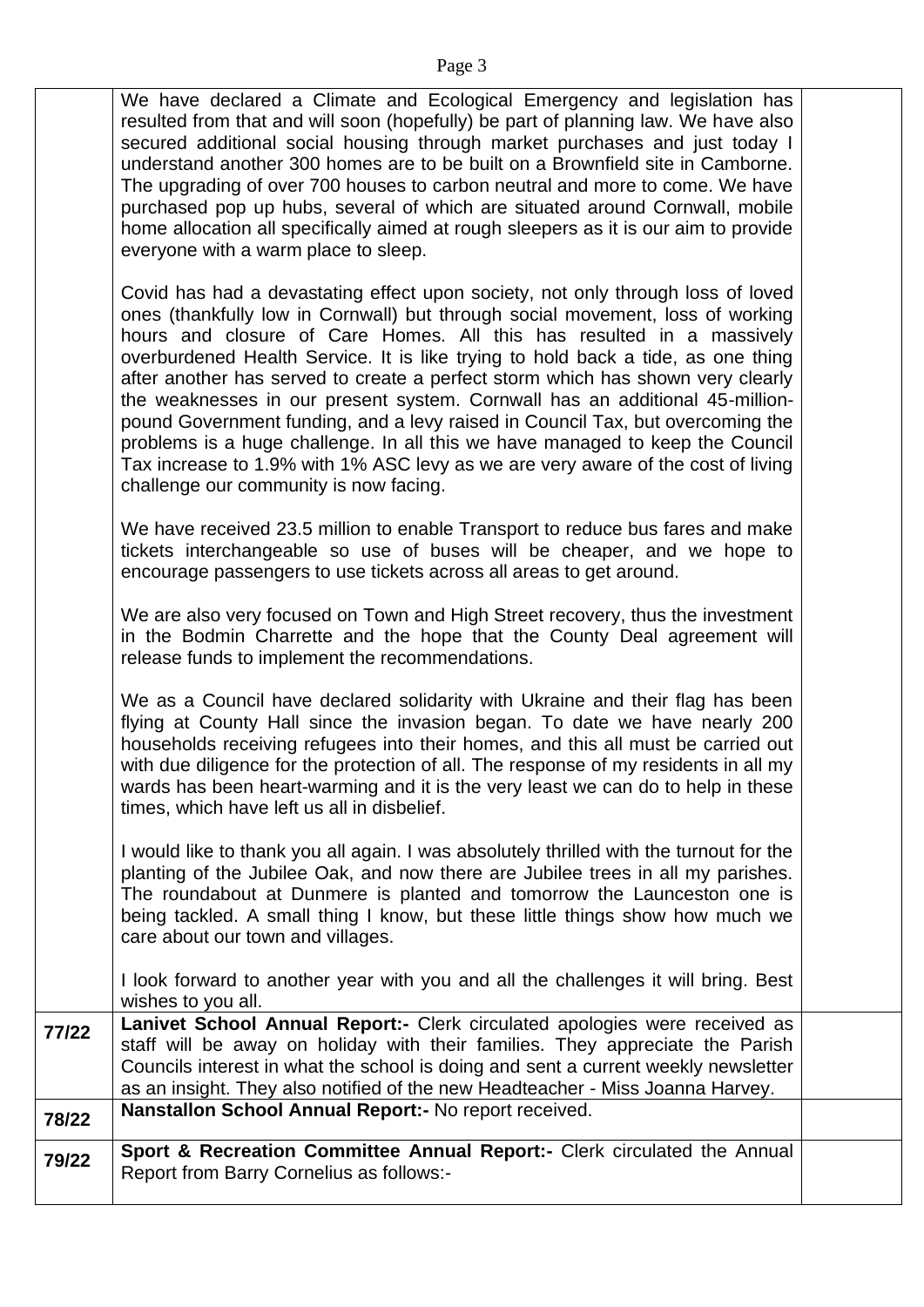| | | |
|---|---|---|
| | We have declared a Climate and Ecological Emergency and legislation has resulted from that and will soon (hopefully) be part of planning law. We have also secured additional social housing through market purchases and just today I understand another 300 homes are to be built on a Brownfield site in Camborne. The upgrading of over 700 houses to carbon neutral and more to come. We have purchased pop up hubs, several of which are situated around Cornwall, mobile home allocation all specifically aimed at rough sleepers as it is our aim to provide everyone with a warm place to sleep.<br><br>Covid has had a devastating effect upon society, not only through loss of loved ones (thankfully low in Cornwall) but through social movement, loss of working hours and closure of Care Homes. All this has resulted in a massively overburdened Health Service. It is like trying to hold back a tide, as one thing after another has served to create a perfect storm which has shown very clearly the weaknesses in our present system. Cornwall has an additional 45-million-pound Government funding, and a levy raised in Council Tax, but overcoming the problems is a huge challenge. In all this we have managed to keep the Council Tax increase to 1.9% with 1% ASC levy as we are very aware of the cost of living challenge our community is now facing.<br><br>We have received 23.5 million to enable Transport to reduce bus fares and make tickets interchangeable so use of buses will be cheaper, and we hope to encourage passengers to use tickets across all areas to get around.<br><br>We are also very focused on Town and High Street recovery, thus the investment in the Bodmin Charrette and the hope that the County Deal agreement will release funds to implement the recommendations.<br><br>We as a Council have declared solidarity with Ukraine and their flag has been flying at County Hall since the invasion began. To date we have nearly 200 households receiving refugees into their homes, and this all must be carried out with due diligence for the protection of all. The response of my residents in all my wards has been heart-warming and it is the very least we can do to help in these times, which have left us all in disbelief.<br><br>I would like to thank you all again. I was absolutely thrilled with the turnout for the planting of the Jubilee Oak, and now there are Jubilee trees in all my parishes. The roundabout at Dunmere is planted and tomorrow the Launceston one is being tackled. A small thing I know, but these little things show how much we care about our town and villages.<br><br>I look forward to another year with you and all the challenges it will bring. Best wishes to you all. | |
| **77/22** | **Lanivet School Annual Report:-** Clerk circulated apologies were received as staff will be away on holiday with their families. They appreciate the Parish Councils interest in what the school is doing and sent a current weekly newsletter as an insight. They also notified of the new Headteacher - Miss Joanna Harvey. | |
| **78/22** | **Nanstallon School Annual Report:-** No report received. | |
| **79/22** | **Sport & Recreation Committee Annual Report:-** Clerk circulated the Annual Report from Barry Cornelius as follows:- | |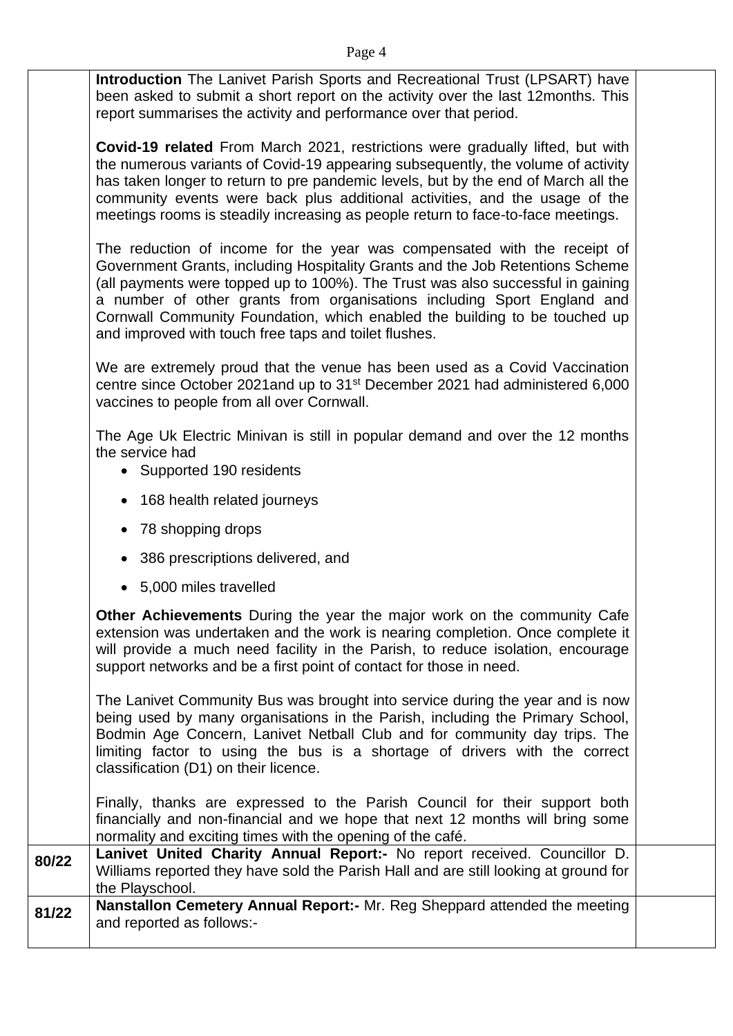|  |  |  |
|---|---|---|
|  | **Introduction** The Lanivet Parish Sports and Recreational Trust (LPSART) have been asked to submit a short report on the activity over the last 12months. This report summarises the activity and performance over that period.<br><br>**Covid-19 related** From March 2021, restrictions were gradually lifted, but with the numerous variants of Covid-19 appearing subsequently, the volume of activity has taken longer to return to pre pandemic levels, but by the end of March all the community events were back plus additional activities, and the usage of the meetings rooms is steadily increasing as people return to face-to-face meetings.<br><br>The reduction of income for the year was compensated with the receipt of Government Grants, including Hospitality Grants and the Job Retentions Scheme (all payments were topped up to 100%). The Trust was also successful in gaining a number of other grants from organisations including Sport England and Cornwall Community Foundation, which enabled the building to be touched up and improved with touch free taps and toilet flushes.<br><br>We are extremely proud that the venue has been used as a Covid Vaccination centre since October 2021and up to 31st December 2021 had administered 6,000 vaccines to people from all over Cornwall.<br><br>The Age Uk Electric Minivan is still in popular demand and over the 12 months the service had<br>• Supported 190 residents<br>• 168 health related journeys<br>• 78 shopping drops<br>• 386 prescriptions delivered, and<br>• 5,000 miles travelled<br><br>**Other Achievements** During the year the major work on the community Cafe extension was undertaken and the work is nearing completion. Once complete it will provide a much need facility in the Parish, to reduce isolation, encourage support networks and be a first point of contact for those in need.<br><br>The Lanivet Community Bus was brought into service during the year and is now being used by many organisations in the Parish, including the Primary School, Bodmin Age Concern, Lanivet Netball Club and for community day trips. The limiting factor to using the bus is a shortage of drivers with the correct classification (D1) on their licence.<br><br>Finally, thanks are expressed to the Parish Council for their support both financially and non-financial and we hope that next 12 months will bring some normality and exciting times with the opening of the café. |  |
| **80/22** | **Lanivet United Charity Annual Report:-** No report received. Councillor D. Williams reported they have sold the Parish Hall and are still looking at ground for the Playschool. |  |
| **81/22** | **Nanstallon Cemetery Annual Report:-** Mr. Reg Sheppard attended the meeting and reported as follows:- |  |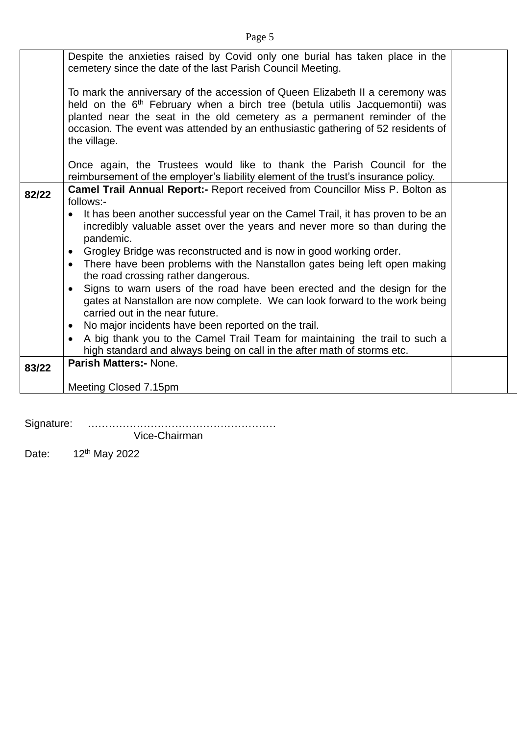| | | |
|---|---|---|
| | Despite the anxieties raised by Covid only one burial has taken place in the cemetery since the date of the last Parish Council Meeting.<br><br>To mark the anniversary of the accession of Queen Elizabeth II a ceremony was held on the 6th February when a birch tree (betula utilis Jacquemontii) was planted near the seat in the old cemetery as a permanent reminder of the occasion. The event was attended by an enthusiastic gathering of 52 residents of the village.<br><br>Once again, the Trustees would like to thank the Parish Council for the reimbursement of the employer's liability element of the trust's insurance policy. | |
| **82/22** | **Camel Trail Annual Report:-** Report received from Councillor Miss P. Bolton as follows:-<br>• It has been another successful year on the Camel Trail, it has proven to be an incredibly valuable asset over the years and never more so than during the pandemic.<br>• Grogley Bridge was reconstructed and is now in good working order.<br>• There have been problems with the Nanstallon gates being left open making the road crossing rather dangerous.<br>• Signs to warn users of the road have been erected and the design for the gates at Nanstallon are now complete. We can look forward to the work being carried out in the near future.<br>• No major incidents have been reported on the trail.<br>• A big thank you to the Camel Trail Team for maintaining the trail to such a high standard and always being on call in the after math of storms etc. | |
| **83/22** | **Parish Matters:-** None.<br><br>Meeting Closed 7.15pm | |

Signature: ………………………………………………
Vice-Chairman

Date: 12th May 2022